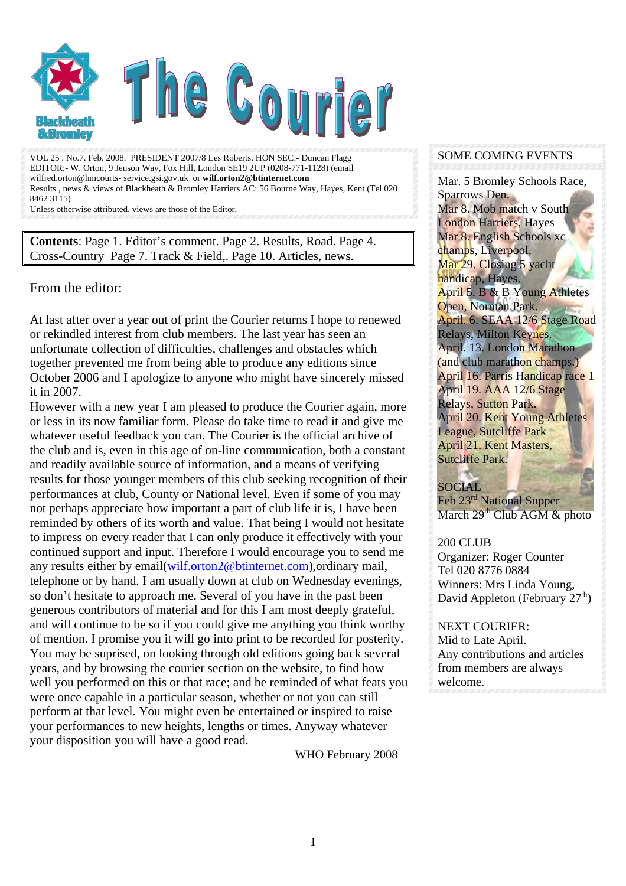# The Courier

Blackheath & Bromley

VOL 25 . No.7. Feb. 2008. PRESIDENT 2007/8 Les Roberts. HON SEC:- Duncan Flagg
EDITOR:- W. Orton, 9 Jenson Way, Fox Hill, London SE19 2UP (0208-771-1128) (email wilfred.orton@hmcourts- service.gsi.gov.uk or **wilf.orton2@btinternet.com**
Results , news & views of Blackheath & Bromley Harriers AC: 56 Bourne Way, Hayes, Kent (Tel 020 8462 3115)
Unless otherwise attributed, views are those of the Editor.

**Contents**: Page 1. Editor's comment. Page 2. Results, Road. Page 4. Cross-Country Page 7. Track & Field,. Page 10. Articles, news.

## From the editor:

At last after over a year out of print the Courier returns I hope to renewed or rekindled interest from club members. The last year has seen an unfortunate collection of difficulties, challenges and obstacles which together prevented me from being able to produce any editions since October 2006 and I apologize to anyone who might have sincerely missed it in 2007.
However with a new year I am pleased to produce the Courier again, more or less in its now familiar form. Please do take time to read it and give me whatever useful feedback you can. The Courier is the official archive of the club and is, even in this age of on-line communication, both a constant and readily available source of information, and a means of verifying results for those younger members of this club seeking recognition of their performances at club, County or National level. Even if some of you may not perhaps appreciate how important a part of club life it is, I have been reminded by others of its worth and value. That being I would not hesitate to impress on every reader that I can only produce it effectively with your continued support and input. Therefore I would encourage you to send me any results either by email(wilf.orton2@btinternet.com),ordinary mail, telephone or by hand. I am usually down at club on Wednesday evenings, so don't hesitate to approach me. Several of you have in the past been generous contributors of material and for this I am most deeply grateful, and will continue to be so if you could give me anything you think worthy of mention. I promise you it will go into print to be recorded for posterity. You may be suprised, on looking through old editions going back several years, and by browsing the courier section on the website, to find how well you performed on this or that race; and be reminded of what feats you were once capable in a particular season, whether or not you can still perform at that level. You might even be entertained or inspired to raise your performances to new heights, lengths or times. Anyway whatever your disposition you will have a good read.

WHO February 2008

## SOME COMING EVENTS

Mar. 5 Bromley Schools Race, Sparrows Den.
Mar 8. Mob match v South London Harriers, Hayes
Mar 8. English Schools xc champs, Liverpool.
Mar 29. Closing 5 yacht handicap, Hayes.
April 5. B & B Young Athletes Open, Norman Park.
April. 6. SEAA 12/6 Stage Road Relays, Milton Keynes.
April. 13. London Marathon (and club marathon champs.)
April 16. Parris Handicap race 1
April 19. AAA 12/6 Stage Relays, Sutton Park.
April 20. Kent Young Athletes League, Sutcliffe Park
April 21. Kent Masters, Sutcliffe Park.

SOCIAL
Feb 23rd National Supper
March 29th Club AGM & photo

200 CLUB
Organizer: Roger Counter
Tel 020 8776 0884
Winners: Mrs Linda Young, David Appleton (February 27th)

NEXT COURIER:
Mid to Late April.
Any contributions and articles from members are always welcome.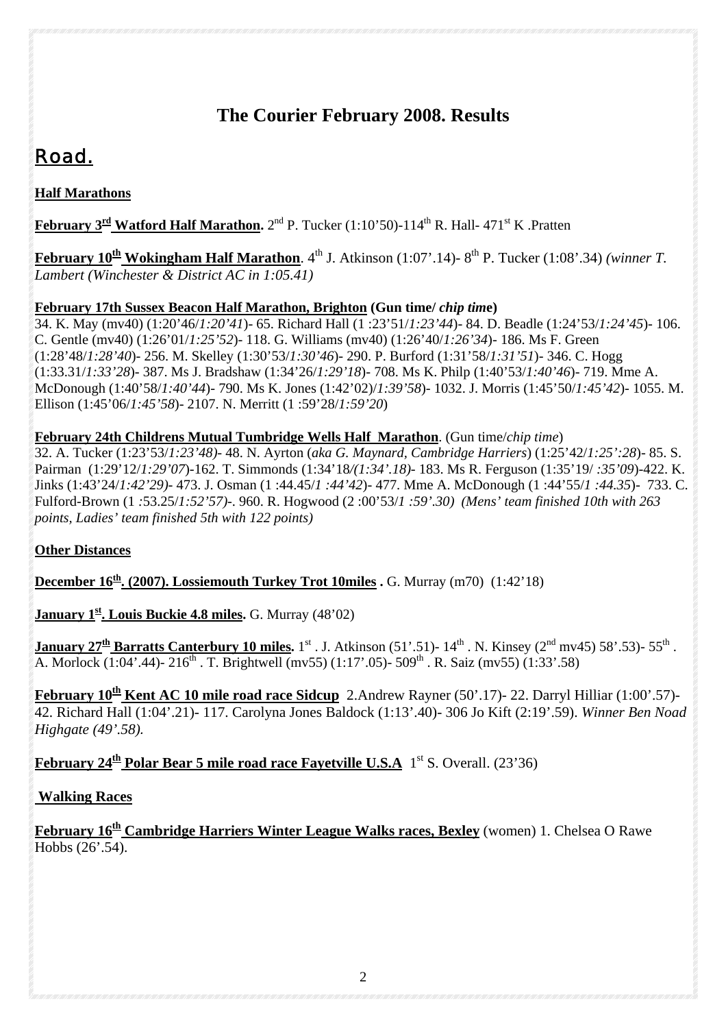# The Courier February 2008. Results

## Road.

### Half Marathons

**February 3rd Watford Half Marathon.** 2nd P. Tucker (1:10'50)-114th R. Hall- 471st K .Pratten

**February 10th Wokingham Half Marathon**. 4th J. Atkinson (1:07'.14)- 8th P. Tucker (1:08'.34) *(winner T. Lambert (Winchester & District AC in 1:05.41)*

**February 17th Sussex Beacon Half Marathon, Brighton (Gun time/ *chip time*)**
34. K. May (mv40) (1:20'46/*1:20'41*)- 65. Richard Hall (1 :23'51/*1:23'44*)- 84. D. Beadle (1:24'53/*1:24'45*)- 106. C. Gentle (mv40) (1:26'01/*1:25'52*)- 118. G. Williams (mv40) (1:26'40/*1:26'34*)- 186. Ms F. Green (1:28'48/*1:28'40*)- 256. M. Skelley (1:30'53/*1:30'46*)- 290. P. Burford (1:31'58/*1:31'51*)- 346. C. Hogg (1:33.31/*1:33'28*)- 387. Ms J. Bradshaw (1:34'26/*1:29'18*)- 708. Ms K. Philp (1:40'53/*1:40'46*)- 719. Mme A. McDonough (1:40'58/*1:40'44*)- 790. Ms K. Jones (1:42'02)/*1:39'58*)- 1032. J. Morris (1:45'50/*1:45'42*)- 1055. M. Ellison (1:45'06/*1:45'58*)- 2107. N. Merritt (1 :59'28/*1:59'20*)

**February 24th Childrens Mutual Tumbridge Wells Half Marathon**. (Gun time/*chip time*)
32. A. Tucker (1:23'53/*1:23'48)*- 48. N. Ayrton (*aka G. Maynard, Cambridge Harriers*) (1:25'42/*1:25':28*)- 85. S. Pairman (1:29'12/*1:29'07*)-162. T. Simmonds (1:34'18*/(1:34'.18)*- 183. Ms R. Ferguson (1:35'19/ *:35'09*)-422. K. Jinks (1:43'24/*1:42'29)*- 473. J. Osman (1 :44.45/*1 :44'42*)- 477. Mme A. McDonough (1 :44'55/*1 :44.35*)- 733. C. Fulford-Brown (1 :53.25/*1:52'57)*-. 960. R. Hogwood (2 :00'53/*1 :59'.30) (Mens' team finished 10th with 263 points, Ladies' team finished 5th with 122 points)*

### Other Distances

**December 16th. (2007). Lossiemouth Turkey Trot 10miles .** G. Murray (m70) (1:42'18)

**January 1st. Louis Buckie 4.8 miles.** G. Murray (48'02)

**January 27th Barratts Canterbury 10 miles.** 1st . J. Atkinson (51'.51)- 14th . N. Kinsey (2nd mv45) 58'.53)- 55th . A. Morlock (1:04'.44)- 216th . T. Brightwell (mv55) (1:17'.05)- 509th . R. Saiz (mv55) (1:33'.58)

**February 10th Kent AC 10 mile road race Sidcup** 2.Andrew Rayner (50'.17)- 22. Darryl Hilliar (1:00'.57)- 42. Richard Hall (1:04'.21)- 117. Carolyna Jones Baldock (1:13'.40)- 306 Jo Kift (2:19'.59). *Winner Ben Noad Highgate (49'.58).*

**February 24th Polar Bear 5 mile road race Fayetville U.S.A** 1st S. Overall. (23'36)

### Walking Races

**February 16th Cambridge Harriers Winter League Walks races, Bexley** (women) 1. Chelsea O Rawe Hobbs (26'.54).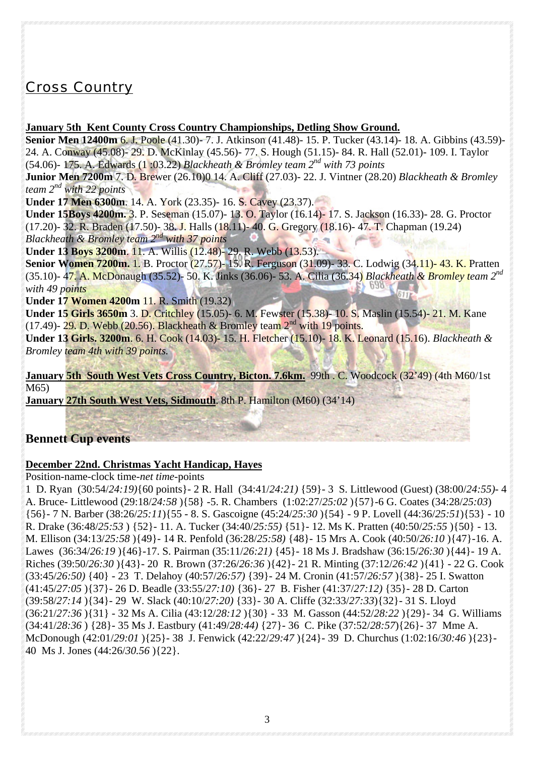## Cross Country

**January 5th Kent County Cross Country Championships, Detling Show Ground.**

**Senior Men 12400m** 6. J. Poole (41.30)- 7. J. Atkinson (41.48)- 15. P. Tucker (43.14)- 18. A. Gibbins (43.59)- 24. A. Conway (45.08)- 29. D. McKinlay (45.56)- 77. S. Hough (51.15)- 84. R. Hall (52.01)- 109. I. Taylor (54.06)- 175. A. Edwards (1 :03.22) *Blackheath & Bromley team 2nd with 73 points*

**Junior Men 7200m** 7. D. Brewer (26.10)0 14. A. Cliff (27.03)- 22. J. Vintner (28.20) *Blackheath & Bromley team 2nd with 22 points*

**Under 17 Men 6300m**. 14. A. York (23.35)- 16. S. Cavey (23.37).

**Under 15Boys 4200m.** 3. P. Seseman (15.07)- 13. O. Taylor (16.14)- 17. S. Jackson (16.33)- 28. G. Proctor (17.20)- 32. R. Braden (17.50)- 38. J. Halls (18.11)- 40. G. Gregory (18.16)- 47. T. Chapman (19.24) *Blackheath & Bromley team 2nd with 37 points*

**Under 13 Boys 3200m**. 11. A. Willis (12.48)- 29. R. Webb (13.53).

**Senior Women 7200m.** 1. B. Proctor (27.57)- 15. R. Ferguson (31.09)- 33. C. Lodwig (34.11)- 43. K. Pratten (35.10)- 47. A. McDonaugh (35.52)- 50. K. Jinks (36.06)- 53. A. Cilia (36.34) *Blackheath & Bromley team 2nd with 49 points*

**Under 17 Women 4200m** 11. R. Smith (19.32)

**Under 15 Girls 3650m** 3. D. Critchley (15.05)- 6. M. Fewster (15.38)- 10. S. Maslin (15.54)- 21. M. Kane (17.49)- 29. D. Webb (20.56). Blackheath & Bromley team 2nd with 19 points.

**Under 13 Girls. 3200m**. 6. H. Cook (14.03)- 15. H. Fletcher (15.10)- 18. K. Leonard (15.16). *Blackheath & Bromley team 4th with 39 points.*

**January 5th South West Vets Cross Country, Bicton. 7.6km.** 99th . C. Woodcock (32'49) (4th M60/1st M65)

**January 27th South West Vets, Sidmouth**. 8th P. Hamilton (M60) (34'14)

## Bennett Cup events

**December 22nd. Christmas Yacht Handicap, Hayes**

Position-name-clock time-*net time*-points

1 D. Ryan (30:54/*24:19)*{60 points}- 2 R. Hall (34:41/*24:21)* {59}- 3 S. Littlewood (Guest) (38:00/*24:55)*- 4 A. Bruce- Littlewood (29:18/*24:58* ){58} -5. R. Chambers (1:02:27/*25:02* ){57}-6 G. Coates (34:28/*25:03*) {56}- 7 N. Barber (38:26/*25:11*){55 - 8. S. Gascoigne (45:24/*25:30* ){54} - 9 P. Lovell (44:36/*25:51*){53} - 10 R. Drake (36:48/*25:53* ) {52}- 11. A. Tucker (34:40/*25:55)* {51}- 12. Ms K. Pratten (40:50/*25:55* ){50} - 13. M. Ellison (34:13/*25:58* ){49}- 14 R. Penfold (36:28/*25:58)* {48}- 15 Mrs A. Cook (40:50/*26:10* ){47}-16. A. Lawes (36:34/*26:19* ){46}-17. S. Pairman (35:11/*26:21)* {45}- 18 Ms J. Bradshaw (36:15/*26:30* ){44}- 19 A. Riches (39:50/*26:30* ){43}- 20 R. Brown (37:26/*26:36* ){42}- 21 R. Minting (37:12/*26:42* ){41} - 22 G. Cook (33:45/*26:50)* {40} - 23 T. Delahoy (40:57/*26:57)* {39}- 24 M. Cronin (41:57/*26:57* ){38}- 25 I. Swatton (41:45/*27:05* ){37}- 26 D. Beadle (33:55/*27:10)* {36}- 27 B. Fisher (41:37/*27:12)* {35}- 28 D. Carton (39:58/*27:14* ){34}- 29 W. Slack (40:10/*27:20)* {33}- 30 A. Cliffe (32:33/*27:33*){32}- 31 S. Lloyd (36:21/*27:36* ){31} - 32 Ms A. Cilia (43:12/*28:12* ){30} - 33 M. Gasson (44:52/*28:22* ){29}- 34 G. Williams (34:41/*28:36* ) {28}- 35 Ms J. Eastbury (41:49/*28:44)* {27}- 36 C. Pike (37:52/*28:57*){26}- 37 Mme A. McDonough (42:01/*29:01* ){25}- 38 J. Fenwick (42:22/*29:47* ){24}- 39 D. Churchus (1:02:16/*30:46* ){23}- 40 Ms J. Jones (44:26/*30.56* ){22}.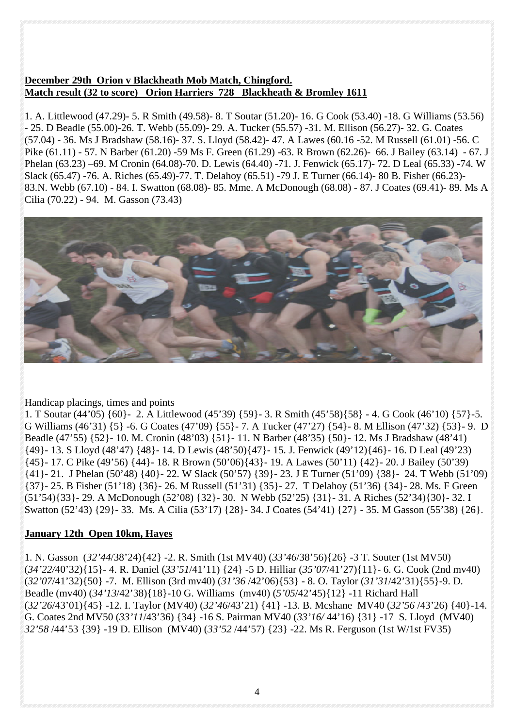**December 29th Orion v Blackheath Mob Match, Chingford.**
**Match result (32 to score) Orion Harriers 728 Blackheath & Bromley 1611**

1. A. Littlewood (47.29)- 5. R Smith (49.58)- 8. T Soutar (51.20)- 16. G Cook (53.40) -18. G Williams (53.56) - 25. D Beadle (55.00)-26. T. Webb (55.09)- 29. A. Tucker (55.57) -31. M. Ellison (56.27)- 32. G. Coates (57.04) - 36. Ms J Bradshaw (58.16)- 37. S. Lloyd (58.42)- 47. A Lawes (60.16 -52. M Russell (61.01) -56. C Pike (61.11) - 57. N Barber (61.20) -59 Ms F. Green (61.29) -63. R Brown (62.26)- 66. J Bailey (63.14) - 67. J Phelan (63.23) –69. M Cronin (64.08)-70. D. Lewis (64.40) -71. J. Fenwick (65.17)- 72. D Leal (65.33) -74. W Slack (65.47) -76. A. Riches (65.49)-77. T. Delahoy (65.51) -79 J. E Turner (66.14)- 80 B. Fisher (66.23)- 83.N. Webb (67.10) - 84. I. Swatton (68.08)- 85. Mme. A McDonough (68.08) - 87. J Coates (69.41)- 89. Ms A Cilia (70.22) - 94. M. Gasson (73.43)

Handicap placings, times and points
1. T Soutar (44'05) {60}- 2. A Littlewood (45'39) {59}- 3. R Smith (45'58){58} - 4. G Cook (46'10) {57}-5. G Williams (46'31) {5} -6. G Coates (47'09) {55}- 7. A Tucker (47'27) {54}- 8. M Ellison (47'32) {53}- 9. D Beadle (47'55) {52}- 10. M. Cronin (48'03) {51}- 11. N Barber (48'35) {50}- 12. Ms J Bradshaw (48'41) {49}- 13. S Lloyd (48'47) {48}- 14. D Lewis (48'50){47}- 15. J. Fenwick (49'12){46}- 16. D Leal (49'23) {45}- 17. C Pike (49'56) {44}- 18. R Brown (50'06){43}- 19. A Lawes (50'11) {42}- 20. J Bailey (50'39) {41}- 21. J Phelan (50'48) {40}- 22. W Slack (50'57) {39}- 23. J E Turner (51'09) {38}- 24. T Webb (51'09) {37}- 25. B Fisher (51'18) {36}- 26. M Russell (51'31) {35}- 27. T Delahoy (51'36) {34}- 28. Ms. F Green (51'54){33}- 29. A McDonough (52'08) {32}- 30. N Webb (52'25) {31}- 31. A Riches (52'34){30}- 32. I Swatton (52'43) {29}- 33. Ms. A Cilia (53'17) {28}- 34. J Coates (54'41) {27} - 35. M Gasson (55'38) {26}.

**January 12th Open 10km, Hayes**

1. N. Gasson (*32'44*/38'24){42} -2. R. Smith (1st MV40) (*33'46*/38'56){26} -3 T. Souter (1st MV50) (*34'22*/40'32){15}- 4. R. Daniel (*33'51*/41'11) {24} -5 D. Hilliar (*35'07*/41'27){11}- 6. G. Cook (2nd mv40) (*32'07*/41'32){50} -7. M. Ellison (3rd mv40) (*31'36* /42'06){53} - 8. O. Taylor (*31'31*/42'31){55}-9. D. Beadle (mv40) (*34'13*/42'38){18}-10 G. Williams (mv40) (*5'05*/42'45){12} -11 Richard Hall (3*2'26*/43'01){45} -12. I. Taylor (MV40) (*32'46*/43'21) {41} -13. B. Mcshane MV40 (*32'56* /43'26) {40}-14. G. Coates 2nd MV50 (*33'11*/43'36) {34} -16 S. Pairman MV40 (*33'16/* 44'16) {31} -17 S. Lloyd (MV40) *32'58* /44'53 {39} -19 D. Ellison (MV40) (*33'52* /44'57) {23} -22. Ms R. Ferguson (1st W/1st FV35)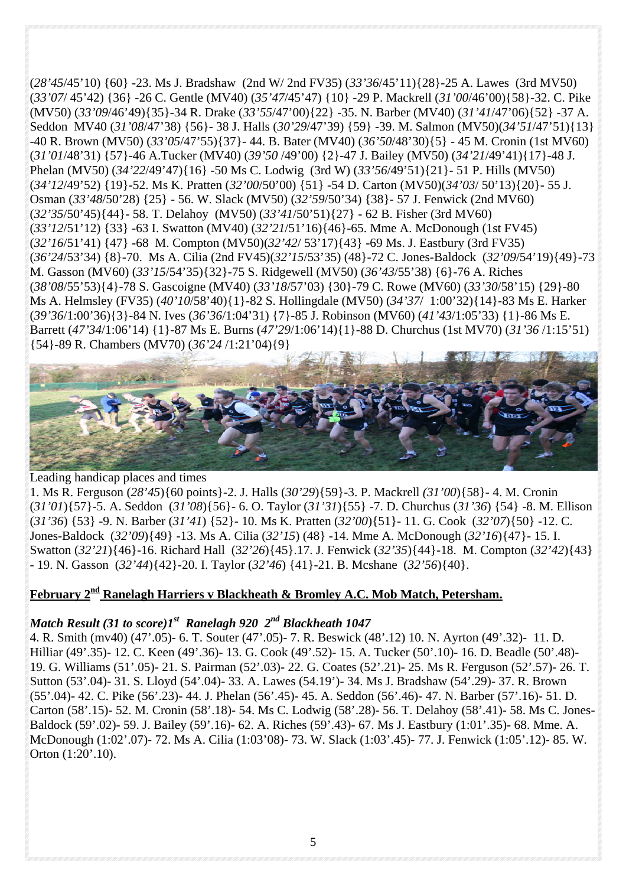(*28'45*/45'10) {60} -23. Ms J. Bradshaw (2nd W/ 2nd FV35) (*33'36*/45'11){28}-25 A. Lawes (3rd MV50) (*33'07*/ 45'42) {36} -26 C. Gentle (MV40) (*35'47*/45'47) {10} -29 P. Mackrell (*31'00*/46'00){58}-32. C. Pike (MV50) (*33'09*/46'49){35}-34 R. Drake (*33'55*/47'00){22} -35. N. Barber (MV40) (*31'41*/47'06){52} -37 A. Seddon MV40 (*31'08*/47'38) {56}- 38 J. Halls (*30'29*/47'39) {59} -39. M. Salmon (MV50)(*34'51*/47'51){13} -40 R. Brown (MV50) (*33'05*/47'55){37}- 44. B. Bater (MV40) (*36'50*/48'30){5} - 45 M. Cronin (1st MV60) (*31'01*/48'31) {57}-46 A.Tucker (MV40) (*39'50* /49'00) {2}-47 J. Bailey (MV50) (*34'21*/49'41){17}-48 J. Phelan (MV50) (*34'22*/49'47){16} -50 Ms C. Lodwig (3rd W) (*33'56*/49'51){21}- 51 P. Hills (MV50) (*34'12*/49'52) {19}-52. Ms K. Pratten (*32'00*/50'00) {51} -54 D. Carton (MV50)(*34'03*/ 50'13){20}- 55 J. Osman (*33'48*/50'28) {25} - 56. W. Slack (MV50) (*32'59*/50'34) {38}- 57 J. Fenwick (2nd MV60) (*32'35*/50'45){44}- 58. T. Delahoy (MV50) (*33'41*/50'51){27} - 62 B. Fisher (3rd MV60) (*33'12*/51'12) {33} -63 I. Swatton (MV40) (*32'21*/51'16){46}-65. Mme A. McDonough (1st FV45) (*32'16*/51'41) {47} -68 M. Compton (MV50)(*32'42*/ 53'17){43} -69 Ms. J. Eastbury (3rd FV35) (*36'24*/53'34) {8}-70. Ms A. Cilia (2nd FV45)(*32'15*/53'35) (48}-72 C. Jones-Baldock (*32'09*/54'19){49}-73 M. Gasson (MV60) (*33'15*/54'35){32}-75 S. Ridgewell (MV50) (*36'43*/55'38) {6}-76 A. Riches (*38'08*/55'53){4}-78 S. Gascoigne (MV40) (*33'18*/57'03) {30}-79 C. Rowe (MV60) (*33'30*/58'15) {29}-80 Ms A. Helmsley (FV35) (*40'10*/58'40){1}-82 S. Hollingdale (MV50) (*34'37*/ 1:00'32){14}-83 Ms E. Harker (*39'36*/1:00'36){3}-84 N. Ives (*36'36*/1:04'31) {7}-85 J. Robinson (MV60) (*41'43*/1:05'33) {1}-86 Ms E. Barrett (*47'34*/1:06'14) {1}-87 Ms E. Burns (*47'29*/1:06'14){1}-88 D. Churchus (1st MV70) (*31'36* /1:15'51) {54}-89 R. Chambers (MV70) (*36'24* /1:21'04){9}

Leading handicap places and times

1. Ms R. Ferguson (*28'45*){60 points}-2. J. Halls (*30'29*){59}-3. P. Mackrell *(31'00*){58}- 4. M. Cronin (*31'01*){57}-5. A. Seddon (*31'08*){56}- 6. O. Taylor (*31'31*){55} -7. D. Churchus (*31'36*) {54} -8. M. Ellison (*31'36*) {53} -9. N. Barber (*31'41*) {52}- 10. Ms K. Pratten (*32'00*){51}- 11. G. Cook (*32'07*){50} -12. C. Jones-Baldock (*32'09*){49} -13. Ms A. Cilia (*32'15*) (48} -14. Mme A. McDonough (*32'16*){47}- 15. I. Swatton (*32'21*){46}-16. Richard Hall (3*2'26*){45}.17. J. Fenwick (*32'35*){44}-18. M. Compton (*32'42*){43} - 19. N. Gasson (*32'44*){42}-20. I. Taylor (*32'46*) {41}-21. B. Mcshane (*32'56*){40}.

## February 2nd Ranelagh Harriers v Blackheath & Bromley A.C. Mob Match, Petersham.

***Match Result (31 to score)1st Ranelagh 920 2nd Blackheath 1047***

4. R. Smith (mv40) (47'.05)- 6. T. Souter (47'.05)- 7. R. Beswick (48'.12) 10. N. Ayrton (49'.32)- 11. D. Hilliar (49'.35)- 12. C. Keen (49'.36)- 13. G. Cook (49'.52)- 15. A. Tucker (50'.10)- 16. D. Beadle (50'.48)- 19. G. Williams (51'.05)- 21. S. Pairman (52'.03)- 22. G. Coates (52'.21)- 25. Ms R. Ferguson (52'.57)- 26. T. Sutton (53'.04)- 31. S. Lloyd (54'.04)- 33. A. Lawes (54.19')- 34. Ms J. Bradshaw (54'.29)- 37. R. Brown (55'.04)- 42. C. Pike (56'.23)- 44. J. Phelan (56'.45)- 45. A. Seddon (56'.46)- 47. N. Barber (57'.16)- 51. D. Carton (58'.15)- 52. M. Cronin (58'.18)- 54. Ms C. Lodwig (58'.28)- 56. T. Delahoy (58'.41)- 58. Ms C. Jones-Baldock (59'.02)- 59. J. Bailey (59'.16)- 62. A. Riches (59'.43)- 67. Ms J. Eastbury (1:01'.35)- 68. Mme. A. McDonough (1:02'.07)- 72. Ms A. Cilia (1:03'08)- 73. W. Slack (1:03'.45)- 77. J. Fenwick (1:05'.12)- 85. W. Orton (1:20'.10).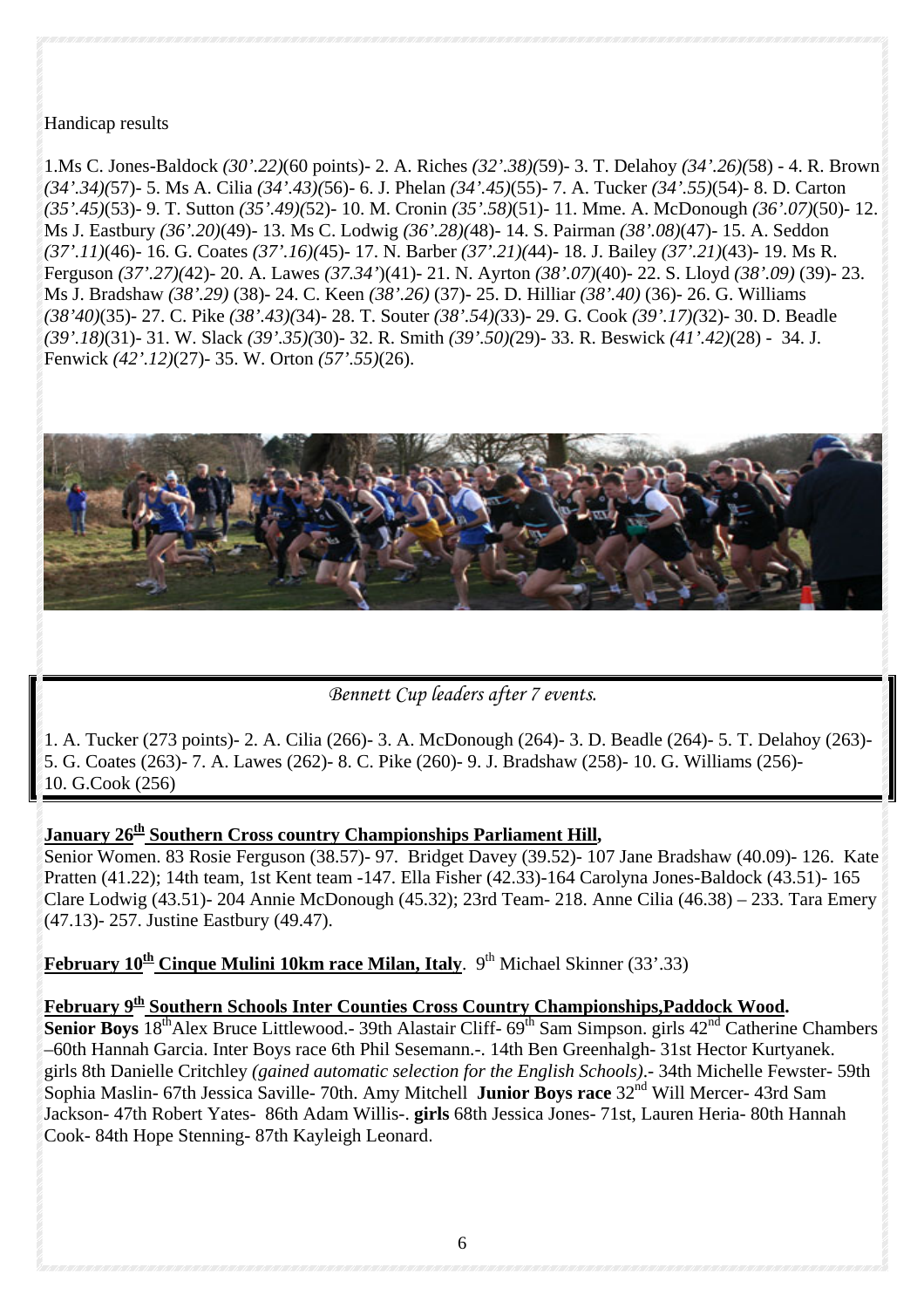Handicap results

1.Ms C. Jones-Baldock *(30'.22)*(60 points)- 2. A. Riches *(32'.38)(*59)- 3. T. Delahoy *(34'.26)(*58) - 4. R. Brown *(34'.34)(*57)- 5. Ms A. Cilia *(34'.43)(*56)- 6. J. Phelan *(34'.45)*(55)- 7. A. Tucker *(34'.55)*(54)- 8. D. Carton *(35'.45)*(53)- 9. T. Sutton *(35'.49)(*52)- 10. M. Cronin *(35'.58)*(51)- 11. Mme. A. McDonough *(36'.07)*(50)- 12. Ms J. Eastbury *(36'.20)*(49)- 13. Ms C. Lodwig *(36'.28)(*48)- 14. S. Pairman *(38'.08)*(47)- 15. A. Seddon *(37'.11)*(46)- 16. G. Coates *(37'.16)(*45)- 17. N. Barber *(37'.21)(*44)- 18. J. Bailey *(37'.21)*(43)- 19. Ms R. Ferguson *(37'.27)(*42)- 20. A. Lawes *(37.34')*(41)- 21. N. Ayrton *(38'.07)*(40)- 22. S. Lloyd *(38'.09)* (39)- 23. Ms J. Bradshaw *(38'.29)* (38)- 24. C. Keen *(38'.26)* (37)- 25. D. Hilliar *(38'.40)* (36)- 26. G. Williams *(38'40)*(35)- 27. C. Pike *(38'.43)(*34)- 28. T. Souter *(38'.54)(*33)- 29. G. Cook *(39'.17)(*32)- 30. D. Beadle *(39'.18)*(31)- 31. W. Slack *(39'.35)(*30)- 32. R. Smith *(39'.50)(*29)- 33. R. Beswick *(41'.42)*(28) - 34. J. Fenwick *(42'.12)*(27)- 35. W. Orton *(57'.55)*(26).

*Bennett Cup leaders after 7 events.*

1. A. Tucker (273 points)- 2. A. Cilia (266)- 3. A. McDonough (264)- 3. D. Beadle (264)- 5. T. Delahoy (263)- 5. G. Coates (263)- 7. A. Lawes (262)- 8. C. Pike (260)- 9. J. Bradshaw (258)- 10. G. Williams (256)- 10. G.Cook (256)

**January 26th Southern Cross country Championships Parliament Hill,**

Senior Women. 83 Rosie Ferguson (38.57)- 97. Bridget Davey (39.52)- 107 Jane Bradshaw (40.09)- 126. Kate Pratten (41.22); 14th team, 1st Kent team -147. Ella Fisher (42.33)-164 Carolyna Jones-Baldock (43.51)- 165 Clare Lodwig (43.51)- 204 Annie McDonough (45.32); 23rd Team- 218. Anne Cilia (46.38) – 233. Tara Emery (47.13)- 257. Justine Eastbury (49.47).

**February 10th Cinque Mulini 10km race Milan, Italy**. 9th Michael Skinner (33'.33)

**February 9th Southern Schools Inter Counties Cross Country Championships,Paddock Wood.**

**Senior Boys** 18th Alex Bruce Littlewood.- 39th Alastair Cliff- 69th Sam Simpson. girls 42nd Catherine Chambers –60th Hannah Garcia. Inter Boys race 6th Phil Sesemann.-. 14th Ben Greenhalgh- 31st Hector Kurtyanek. girls 8th Danielle Critchley *(gained automatic selection for the English Schools)*.- 34th Michelle Fewster- 59th Sophia Maslin- 67th Jessica Saville- 70th. Amy Mitchell **Junior Boys race** 32nd Will Mercer- 43rd Sam Jackson- 47th Robert Yates- 86th Adam Willis-. **girls** 68th Jessica Jones- 71st, Lauren Heria- 80th Hannah Cook- 84th Hope Stenning- 87th Kayleigh Leonard.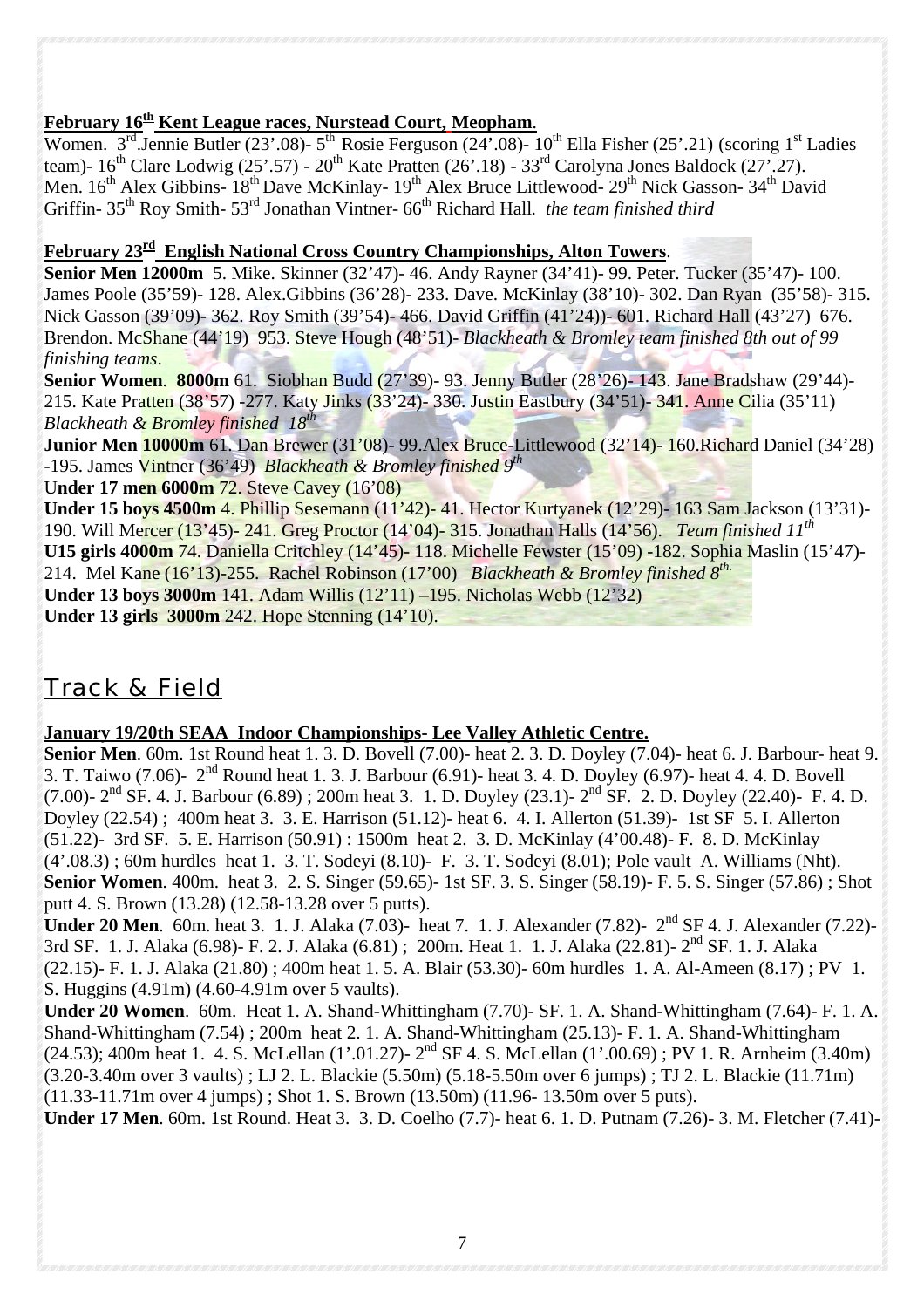**February 16th Kent League races, Nurstead Court, Meopham**.

Women. 3rd.Jennie Butler (23'.08)- 5th Rosie Ferguson (24'.08)- 10th Ella Fisher (25'.21) (scoring 1st Ladies team)- 16th Clare Lodwig (25'.57) - 20th Kate Pratten (26'.18) - 33rd Carolyna Jones Baldock (27'.27).
Men. 16th Alex Gibbins- 18th Dave McKinlay- 19th Alex Bruce Littlewood- 29th Nick Gasson- 34th David Griffin- 35th Roy Smith- 53rd Jonathan Vintner- 66th Richard Hall. *the team finished third*

**February 23rd English National Cross Country Championships, Alton Towers**.

**Senior Men 12000m** 5. Mike. Skinner (32'47)- 46. Andy Rayner (34'41)- 99. Peter. Tucker (35'47)- 100. James Poole (35'59)- 128. Alex.Gibbins (36'28)- 233. Dave. McKinlay (38'10)- 302. Dan Ryan (35'58)- 315. Nick Gasson (39'09)- 362. Roy Smith (39'54)- 466. David Griffin (41'24))- 601. Richard Hall (43'27) 676. Brendon. McShane (44'19) 953. Steve Hough (48'51)- *Blackheath & Bromley team finished 8th out of 99 finishing teams*.
**Senior Women**. **8000m** 61. Siobhan Budd (27'39)- 93. Jenny Butler (28'26)- 143. Jane Bradshaw (29'44)- 215. Kate Pratten (38'57) -277. Katy Jinks (33'24)- 330. Justin Eastbury (34'51)- 341. Anne Cilia (35'11) *Blackheath & Bromley finished 18th*
**Junior Men 10000m** 61. Dan Brewer (31'08)- 99.Alex Bruce-Littlewood (32'14)- 160.Richard Daniel (34'28) -195. James Vintner (36'49) *Blackheath & Bromley finished 9th*
**Under 17 men 6000m** 72. Steve Cavey (16'08)
**Under 15 boys 4500m** 4. Phillip Sesemann (11'42)- 41. Hector Kurtyanek (12'29)- 163 Sam Jackson (13'31)- 190. Will Mercer (13'45)- 241. Greg Proctor (14'04)- 315. Jonathan Halls (14'56). *Team finished 11th*
**U15 girls 4000m** 74. Daniella Critchley (14'45)- 118. Michelle Fewster (15'09) -182. Sophia Maslin (15'47)- 214. Mel Kane (16'13)-255. Rachel Robinson (17'00) *Blackheath & Bromley finished 8th.*
**Under 13 boys 3000m** 141. Adam Willis (12'11) –195. Nicholas Webb (12'32)
**Under 13 girls 3000m** 242. Hope Stenning (14'10).

## Track & Field

**January 19/20th SEAA Indoor Championships- Lee Valley Athletic Centre.**

**Senior Men**. 60m. 1st Round heat 1. 3. D. Bovell (7.00)- heat 2. 3. D. Doyley (7.04)- heat 6. J. Barbour- heat 9. 3. T. Taiwo (7.06)- 2nd Round heat 1. 3. J. Barbour (6.91)- heat 3. 4. D. Doyley (6.97)- heat 4. 4. D. Bovell (7.00)- 2nd SF. 4. J. Barbour (6.89) ; 200m heat 3. 1. D. Doyley (23.1)- 2nd SF. 2. D. Doyley (22.40)- F. 4. D. Doyley (22.54) ; 400m heat 3. 3. E. Harrison (51.12)- heat 6. 4. I. Allerton (51.39)- 1st SF 5. I. Allerton (51.22)- 3rd SF. 5. E. Harrison (50.91) : 1500m heat 2. 3. D. McKinlay (4'00.48)- F. 8. D. McKinlay (4'.08.3) ; 60m hurdles heat 1. 3. T. Sodeyi (8.10)- F. 3. T. Sodeyi (8.01); Pole vault A. Williams (Nht).
**Senior Women**. 400m. heat 3. 2. S. Singer (59.65)- 1st SF. 3. S. Singer (58.19)- F. 5. S. Singer (57.86) ; Shot putt 4. S. Brown (13.28) (12.58-13.28 over 5 putts).
**Under 20 Men**. 60m. heat 3. 1. J. Alaka (7.03)- heat 7. 1. J. Alexander (7.82)- 2nd SF 4. J. Alexander (7.22)- 3rd SF. 1. J. Alaka (6.98)- F. 2. J. Alaka (6.81) ; 200m. Heat 1. 1. J. Alaka (22.81)- 2nd SF. 1. J. Alaka (22.15)- F. 1. J. Alaka (21.80) ; 400m heat 1. 5. A. Blair (53.30)- 60m hurdles 1. A. Al-Ameen (8.17) ; PV 1. S. Huggins (4.91m) (4.60-4.91m over 5 vaults).
**Under 20 Women**. 60m. Heat 1. A. Shand-Whittingham (7.70)- SF. 1. A. Shand-Whittingham (7.64)- F. 1. A. Shand-Whittingham (7.54) ; 200m heat 2. 1. A. Shand-Whittingham (25.13)- F. 1. A. Shand-Whittingham (24.53); 400m heat 1. 4. S. McLellan (1'.01.27)- 2nd SF 4. S. McLellan (1'.00.69) ; PV 1. R. Arnheim (3.40m) (3.20-3.40m over 3 vaults) ; LJ 2. L. Blackie (5.50m) (5.18-5.50m over 6 jumps) ; TJ 2. L. Blackie (11.71m) (11.33-11.71m over 4 jumps) ; Shot 1. S. Brown (13.50m) (11.96- 13.50m over 5 puts).
**Under 17 Men**. 60m. 1st Round. Heat 3. 3. D. Coelho (7.7)- heat 6. 1. D. Putnam (7.26)- 3. M. Fletcher (7.41)-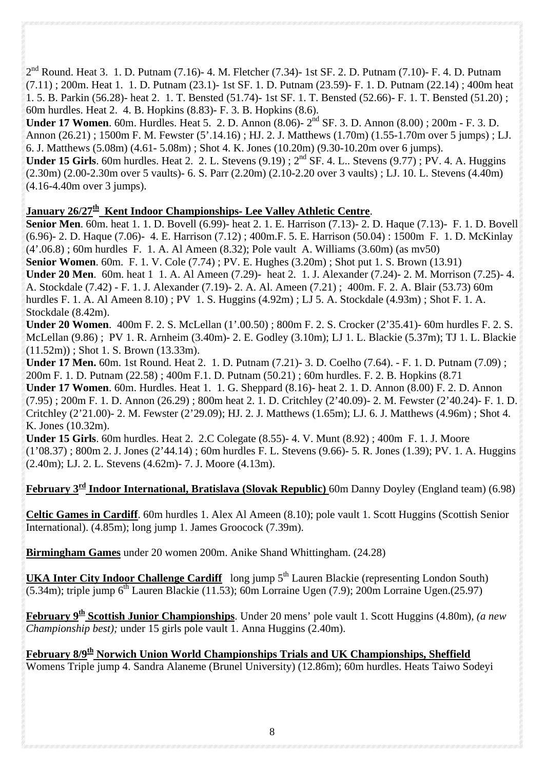2nd Round. Heat 3. 1. D. Putnam (7.16)- 4. M. Fletcher (7.34)- 1st SF. 2. D. Putnam (7.10)- F. 4. D. Putnam (7.11) ; 200m. Heat 1. 1. D. Putnam (23.1)- 1st SF. 1. D. Putnam (23.59)- F. 1. D. Putnam (22.14) ; 400m heat 1. 5. B. Parkin (56.28)- heat 2. 1. T. Bensted (51.74)- 1st SF. 1. T. Bensted (52.66)- F. 1. T. Bensted (51.20) ; 60m hurdles. Heat 2. 4. B. Hopkins (8.83)- F. 3. B. Hopkins (8.6).
**Under 17 Women**. 60m. Hurdles. Heat 5. 2. D. Annon (8.06)- 2nd SF. 3. D. Annon (8.00) ; 200m - F. 3. D. Annon (26.21) ; 1500m F. M. Fewster (5'.14.16) ; HJ. 2. J. Matthews (1.70m) (1.55-1.70m over 5 jumps) ; LJ. 6. J. Matthews (5.08m) (4.61- 5.08m) ; Shot 4. K. Jones (10.20m) (9.30-10.20m over 6 jumps).
**Under 15 Girls**. 60m hurdles. Heat 2. 2. L. Stevens (9.19) ; 2nd SF. 4. L.. Stevens (9.77) ; PV. 4. A. Huggins (2.30m) (2.00-2.30m over 5 vaults)- 6. S. Parr (2.20m) (2.10-2.20 over 3 vaults) ; LJ. 10. L. Stevens (4.40m) (4.16-4.40m over 3 jumps).

**January 26/27th Kent Indoor Championships- Lee Valley Athletic Centre**.
**Senior Men**. 60m. heat 1. 1. D. Bovell (6.99)- heat 2. 1. E. Harrison (7.13)- 2. D. Haque (7.13)- F. 1. D. Bovell (6.96)- 2. D. Haque (7.06)- 4. E. Harrison (7.12) ; 400m.F. 5. E. Harrison (50.04) : 1500m F. 1. D. McKinlay (4'.06.8) ; 60m hurdles F. 1. A. Al Ameen (8.32); Pole vault A. Williams (3.60m) (as mv50)
**Senior Women**. 60m. F. 1. V. Cole (7.74) ; PV. E. Hughes (3.20m) ; Shot put 1. S. Brown (13.91)
**Under 20 Men**. 60m. heat 1 1. A. Al Ameen (7.29)- heat 2. 1. J. Alexander (7.24)- 2. M. Morrison (7.25)- 4. A. Stockdale (7.42) - F. 1. J. Alexander (7.19)- 2. A. Al. Ameen (7.21) ; 400m. F. 2. A. Blair (53.73) 60m hurdles F. 1. A. Al Ameen 8.10) ; PV 1. S. Huggins (4.92m) ; LJ 5. A. Stockdale (4.93m) ; Shot F. 1. A. Stockdale (8.42m).
**Under 20 Women**. 400m F. 2. S. McLellan (1'.00.50) ; 800m F. 2. S. Crocker (2'35.41)- 60m hurdles F. 2. S. McLellan (9.86) ; PV 1. R. Arnheim (3.40m)- 2. E. Godley (3.10m); LJ 1. L. Blackie (5.37m); TJ 1. L. Blackie (11.52m)) ; Shot 1. S. Brown (13.33m).
**Under 17 Men.** 60m. 1st Round. Heat 2. 1. D. Putnam (7.21)- 3. D. Coelho (7.64). - F. 1. D. Putnam (7.09) ; 200m F. 1. D. Putnam (22.58) ; 400m F.1. D. Putnam (50.21) ; 60m hurdles. F. 2. B. Hopkins (8.71
**Under 17 Women**. 60m. Hurdles. Heat 1. 1. G. Sheppard (8.16)- heat 2. 1. D. Annon (8.00) F. 2. D. Annon (7.95) ; 200m F. 1. D. Annon (26.29) ; 800m heat 2. 1. D. Critchley (2'40.09)- 2. M. Fewster (2'40.24)- F. 1. D. Critchley (2'21.00)- 2. M. Fewster (2'29.09); HJ. 2. J. Matthews (1.65m); LJ. 6. J. Matthews (4.96m) ; Shot 4. K. Jones (10.32m).
**Under 15 Girls**. 60m hurdles. Heat 2. 2.C Colegate (8.55)- 4. V. Munt (8.92) ; 400m F. 1. J. Moore (1'08.37) ; 800m 2. J. Jones (2'44.14) ; 60m hurdles F. L. Stevens (9.66)- 5. R. Jones (1.39); PV. 1. A. Huggins (2.40m); LJ. 2. L. Stevens (4.62m)- 7. J. Moore (4.13m).

**February 3rd Indoor International, Bratislava (Slovak Republic)** 60m Danny Doyley (England team) (6.98)

**Celtic Games in Cardiff**. 60m hurdles 1. Alex Al Ameen (8.10); pole vault 1. Scott Huggins (Scottish Senior International). (4.85m); long jump 1. James Groocock (7.39m).

**Birmingham Games** under 20 women 200m. Anike Shand Whittingham. (24.28)

**UKA Inter City Indoor Challenge Cardiff** long jump 5th Lauren Blackie (representing London South) (5.34m); triple jump 6th Lauren Blackie (11.53); 60m Lorraine Ugen (7.9); 200m Lorraine Ugen.(25.97)

**February 9th Scottish Junior Championships**. Under 20 mens' pole vault 1. Scott Huggins (4.80m), *(a new Championship best);* under 15 girls pole vault 1. Anna Huggins (2.40m).

**February 8/9th Norwich Union World Championships Trials and UK Championships, Sheffield**
Womens Triple jump 4. Sandra Alaneme (Brunel University) (12.86m); 60m hurdles. Heats Taiwo Sodeyi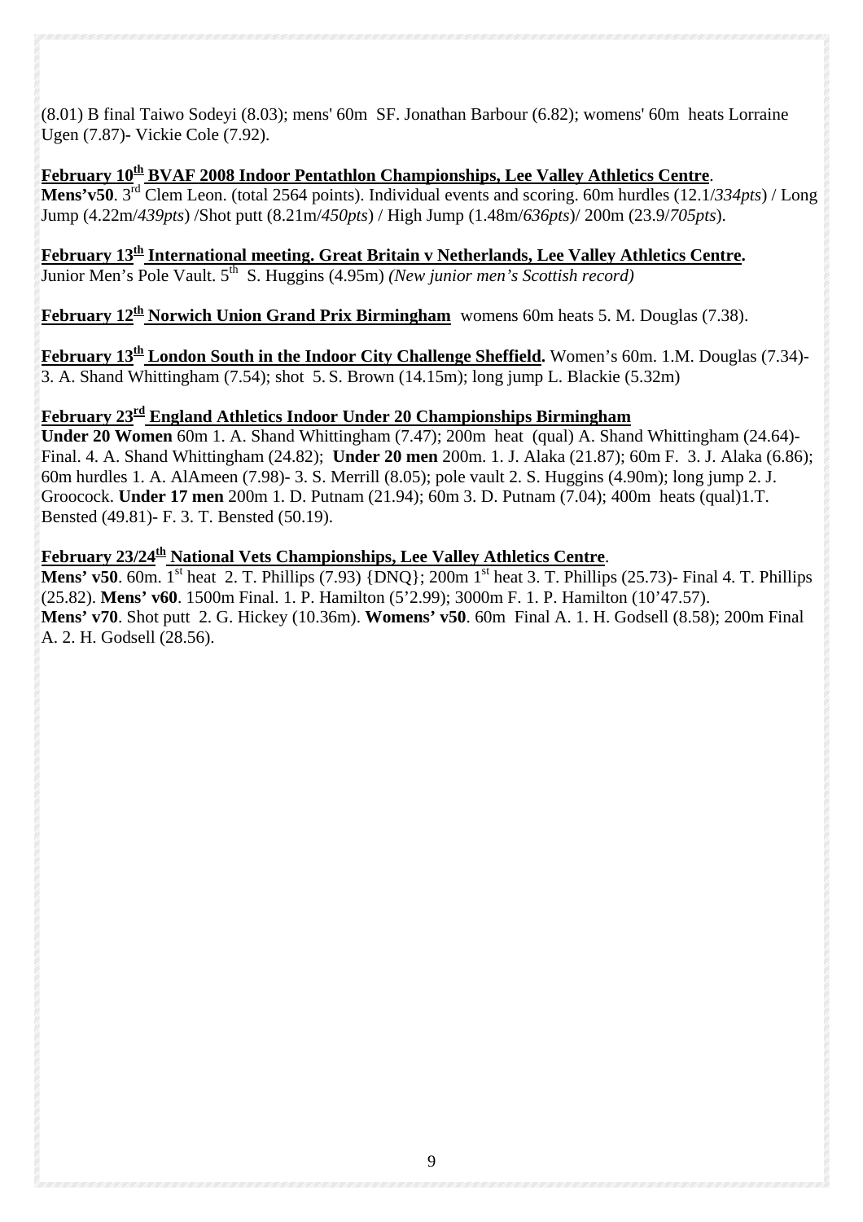(8.01) B final Taiwo Sodeyi (8.03); mens' 60m SF. Jonathan Barbour (6.82); womens' 60m heats Lorraine Ugen (7.87)- Vickie Cole (7.92).

**February 10th BVAF 2008 Indoor Pentathlon Championships, Lee Valley Athletics Centre**.
**Mens'v50**. 3rd Clem Leon. (total 2564 points). Individual events and scoring. 60m hurdles (12.1/*334pts*) / Long Jump (4.22m/*439pts*) /Shot putt (8.21m/*450pts*) / High Jump (1.48m/*636pts*)/ 200m (23.9/*705pts*).

**February 13th International meeting. Great Britain v Netherlands, Lee Valley Athletics Centre.**
Junior Men's Pole Vault. 5th S. Huggins (4.95m) *(New junior men's Scottish record)*

**February 12th Norwich Union Grand Prix Birmingham** womens 60m heats 5. M. Douglas (7.38).

**February 13th London South in the Indoor City Challenge Sheffield.** Women's 60m. 1.M. Douglas (7.34)- 3. A. Shand Whittingham (7.54); shot 5. S. Brown (14.15m); long jump L. Blackie (5.32m)

**February 23rd England Athletics Indoor Under 20 Championships Birmingham**
**Under 20 Women** 60m 1. A. Shand Whittingham (7.47); 200m heat (qual) A. Shand Whittingham (24.64)- Final. 4. A. Shand Whittingham (24.82); **Under 20 men** 200m. 1. J. Alaka (21.87); 60m F. 3. J. Alaka (6.86); 60m hurdles 1. A. AlAmeen (7.98)- 3. S. Merrill (8.05); pole vault 2. S. Huggins (4.90m); long jump 2. J. Groocock. **Under 17 men** 200m 1. D. Putnam (21.94); 60m 3. D. Putnam (7.04); 400m heats (qual)1.T. Bensted (49.81)- F. 3. T. Bensted (50.19).

**February 23/24th National Vets Championships, Lee Valley Athletics Centre**.
**Mens' v50**. 60m. 1st heat 2. T. Phillips (7.93) {DNQ}; 200m 1st heat 3. T. Phillips (25.73)- Final 4. T. Phillips (25.82). **Mens' v60**. 1500m Final. 1. P. Hamilton (5'2.99); 3000m F. 1. P. Hamilton (10'47.57).
**Mens' v70**. Shot putt 2. G. Hickey (10.36m). **Womens' v50**. 60m Final A. 1. H. Godsell (8.58); 200m Final A. 2. H. Godsell (28.56).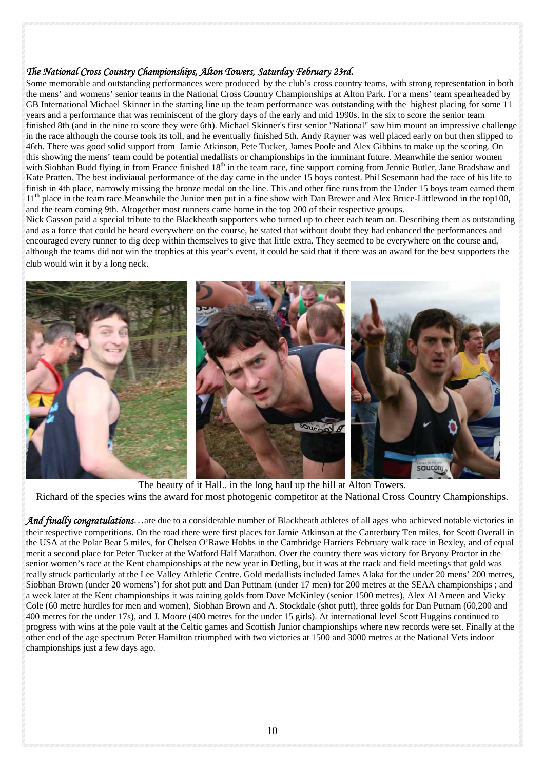### *The National Cross Country Championships, Alton Towers, Saturday February 23rd.*

Some memorable and outstanding performances were produced by the club's cross country teams, with strong representation in both the mens' and womens' senior teams in the National Cross Country Championships at Alton Park. For a mens' team spearheaded by GB International Michael Skinner in the starting line up the team performance was outstanding with the highest placing for some 11 years and a performance that was reminiscent of the glory days of the early and mid 1990s. In the six to score the senior team finished 8th (and in the nine to score they were 6th). Michael Skinner's first senior "National" saw him mount an impressive challenge in the race although the course took its toll, and he eventually finished 5th. Andy Rayner was well placed early on but then slipped to 46th. There was good solid support from Jamie Atkinson, Pete Tucker, James Poole and Alex Gibbins to make up the scoring. On this showing the mens' team could be potential medallists or championships in the imminant future. Meanwhile the senior women with Siobhan Budd flying in from France finished 18th in the team race, fine support coming from Jennie Butler, Jane Bradshaw and Kate Pratten. The best indiviaual performance of the day came in the under 15 boys contest. Phil Sesemann had the race of his life to finish in 4th place, narrowly missing the bronze medal on the line. This and other fine runs from the Under 15 boys team earned them 11th place in the team race.Meanwhile the Junior men put in a fine show with Dan Brewer and Alex Bruce-Littlewood in the top100, and the team coming 9th. Altogether most runners came home in the top 200 of their respective groups.

Nick Gasson paid a special tribute to the Blackheath supporters who turned up to cheer each team on. Describing them as outstanding and as a force that could be heard everywhere on the course, he stated that without doubt they had enhanced the performances and encouraged every runner to dig deep within themselves to give that little extra. They seemed to be everywhere on the course and, although the teams did not win the trophies at this year's event, it could be said that if there was an award for the best supporters the club would win it by a long neck.

The beauty of it Hall.. in the long haul up the hill at Alton Towers.
Richard of the species wins the award for most photogenic competitor at the National Cross Country Championships.

***And finally congratulations****…*are due to a considerable number of Blackheath athletes of all ages who achieved notable victories in their respective competitions. On the road there were first places for Jamie Atkinson at the Canterbury Ten miles, for Scott Overall in the USA at the Polar Bear 5 miles, for Chelsea O'Rawe Hobbs in the Cambridge Harriers February walk race in Bexley, and of equal merit a second place for Peter Tucker at the Watford Half Marathon. Over the country there was victory for Bryony Proctor in the senior women's race at the Kent championships at the new year in Detling, but it was at the track and field meetings that gold was really struck particularly at the Lee Valley Athletic Centre. Gold medallists included James Alaka for the under 20 mens' 200 metres, Siobhan Brown (under 20 womens') for shot putt and Dan Puttnam (under 17 men) for 200 metres at the SEAA championships ; and a week later at the Kent championships it was raining golds from Dave McKinley (senior 1500 metres), Alex Al Ameen and Vicky Cole (60 metre hurdles for men and women), Siobhan Brown and A. Stockdale (shot putt), three golds for Dan Putnam (60,200 and 400 metres for the under 17s), and J. Moore (400 metres for the under 15 girls). At international level Scott Huggins continued to progress with wins at the pole vault at the Celtic games and Scottish Junior championships where new records were set. Finally at the other end of the age spectrum Peter Hamilton triumphed with two victories at 1500 and 3000 metres at the National Vets indoor championships just a few days ago.